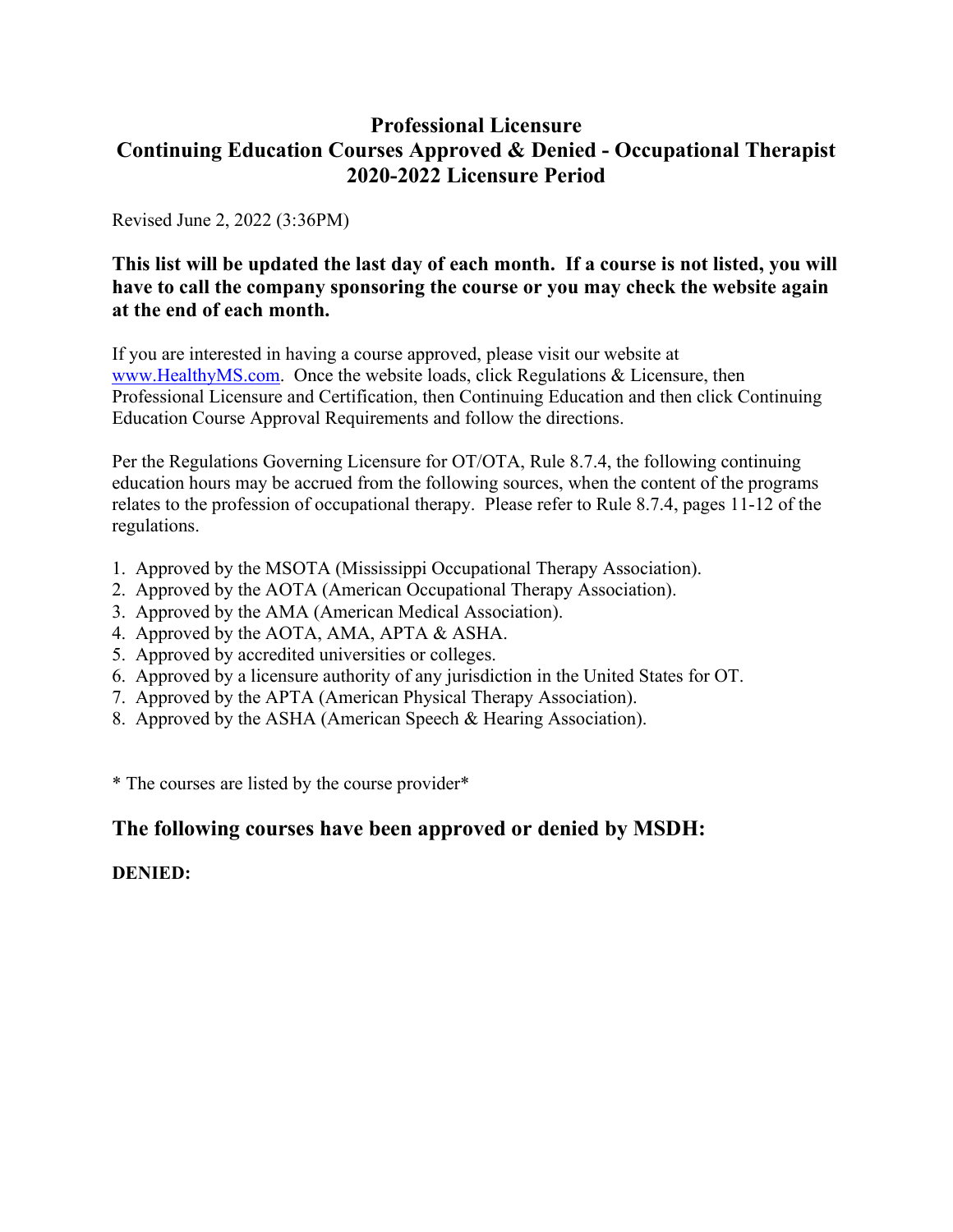# Professional Licensure
# Continuing Education Courses Approved & Denied - Occupational Therapist
# 2020-2022 Licensure Period

Revised June 2, 2022 (3:36PM)

**This list will be updated the last day of each month. If a course is not listed, you will have to call the company sponsoring the course or you may check the website again at the end of each month.**

If you are interested in having a course approved, please visit our website at www.HealthyMS.com. Once the website loads, click Regulations & Licensure, then Professional Licensure and Certification, then Continuing Education and then click Continuing Education Course Approval Requirements and follow the directions.

Per the Regulations Governing Licensure for OT/OTA, Rule 8.7.4, the following continuing education hours may be accrued from the following sources, when the content of the programs relates to the profession of occupational therapy. Please refer to Rule 8.7.4, pages 11-12 of the regulations.

1. Approved by the MSOTA (Mississippi Occupational Therapy Association).
2. Approved by the AOTA (American Occupational Therapy Association).
3. Approved by the AMA (American Medical Association).
4. Approved by the AOTA, AMA, APTA & ASHA.
5. Approved by accredited universities or colleges.
6. Approved by a licensure authority of any jurisdiction in the United States for OT.
7. Approved by the APTA (American Physical Therapy Association).
8. Approved by the ASHA (American Speech & Hearing Association).

\* The courses are listed by the course provider\*

## The following courses have been approved or denied by MSDH:

**DENIED:**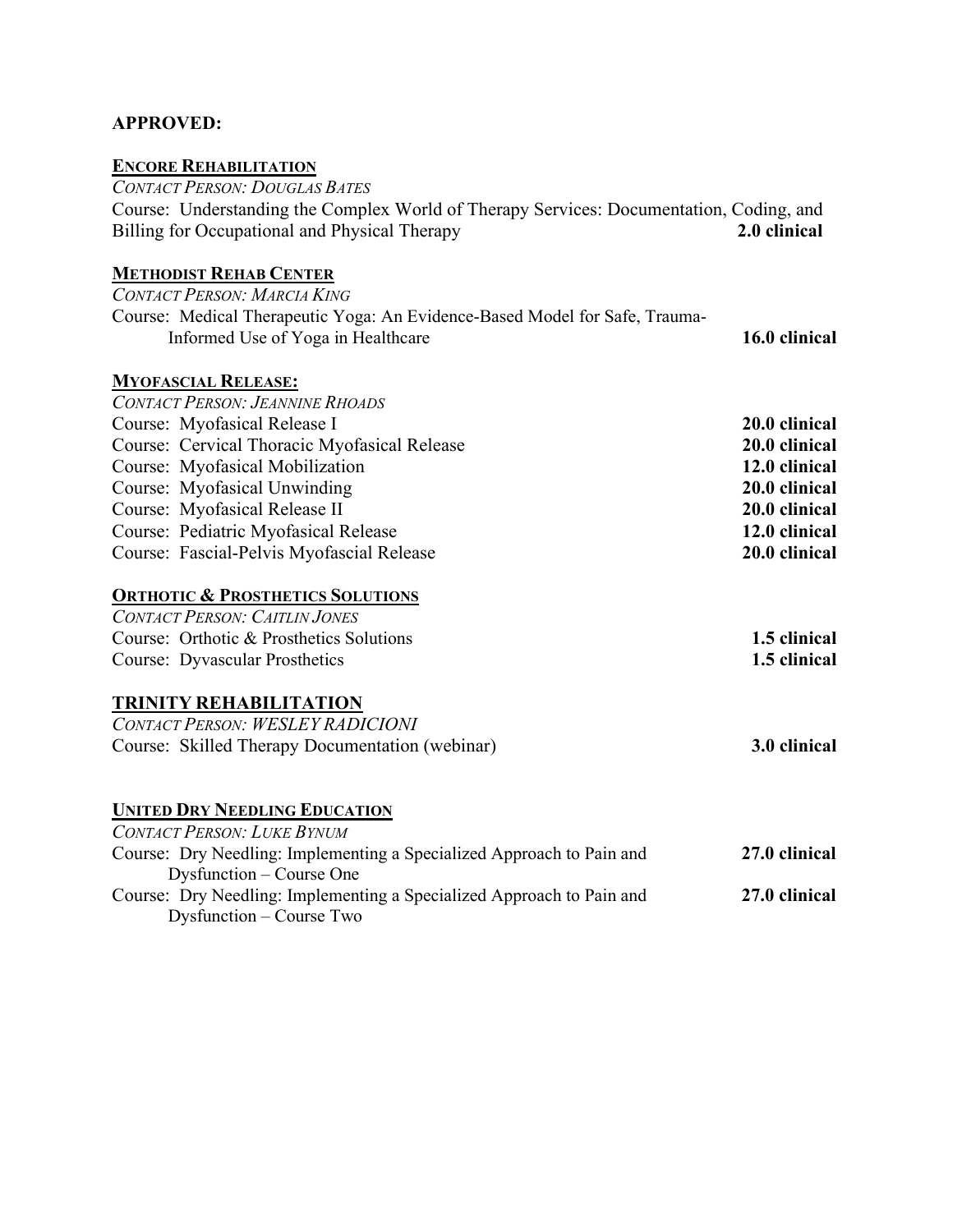**APPROVED:**

**ENCORE REHABILITATION**

*CONTACT PERSON: DOUGLAS BATES*

Course: Understanding the Complex World of Therapy Services: Documentation, Coding, and Billing for Occupational and Physical Therapy **2.0 clinical**

**METHODIST REHAB CENTER**

*CONTACT PERSON: MARCIA KING*

Course: Medical Therapeutic Yoga: An Evidence-Based Model for Safe, Trauma-Informed Use of Yoga in Healthcare **16.0 clinical**

**MYOFASCIAL RELEASE:**

*CONTACT PERSON: JEANNINE RHOADS*

Course: Myofasical Release I **20.0 clinical**

Course: Cervical Thoracic Myofasical Release **20.0 clinical**

Course: Myofasical Mobilization **12.0 clinical**

Course: Myofasical Unwinding **20.0 clinical**

Course: Myofasical Release II **20.0 clinical**

Course: Pediatric Myofasical Release **12.0 clinical**

Course: Fascial-Pelvis Myofascial Release **20.0 clinical**

**ORTHOTIC & PROSTHETICS SOLUTIONS**

*CONTACT PERSON: CAITLIN JONES*

Course: Orthotic & Prosthetics Solutions **1.5 clinical**

Course: Dyvascular Prosthetics **1.5 clinical**

**TRINITY REHABILITATION**

*CONTACT PERSON: WESLEY RADICIONI*

Course: Skilled Therapy Documentation (webinar) **3.0 clinical**

**UNITED DRY NEEDLING EDUCATION**

*CONTACT PERSON: LUKE BYNUM*

Course: Dry Needling: Implementing a Specialized Approach to Pain and Dysfunction – Course One **27.0 clinical**

Course: Dry Needling: Implementing a Specialized Approach to Pain and Dysfunction – Course Two **27.0 clinical**